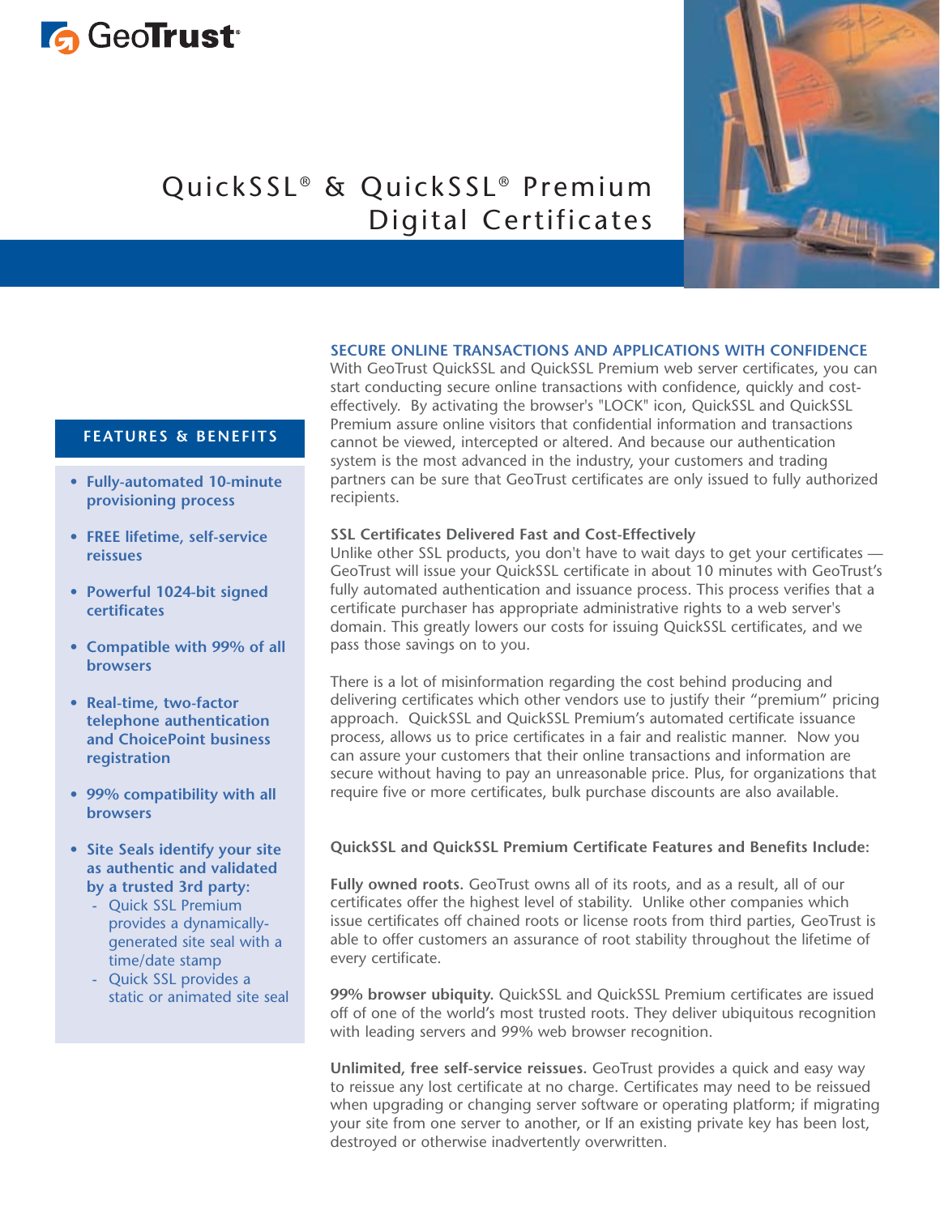GeoTrust

# QuickSSL® & QuickSSL® Premium Digital Certificates

## FEATURES & BENEFITS

- **Fully-automated 10-minute provisioning process**
- **FREE lifetime, self-service reissues**
- **Powerful 1024-bit signed certificates**
- **Compatible with 99% of all browsers**
- **Real-time, two-factor telephone authentication and ChoicePoint business registration**
- **99% compatibility with all browsers**
- **Site Seals identify your site as authentic and validated by a trusted 3rd party:**
  - Quick SSL Premium provides a dynamically-generated site seal with a time/date stamp
  - Quick SSL provides a static or animated site seal

## SECURE ONLINE TRANSACTIONS AND APPLICATIONS WITH CONFIDENCE

With GeoTrust QuickSSL and QuickSSL Premium web server certificates, you can start conducting secure online transactions with confidence, quickly and cost-effectively. By activating the browser's "LOCK" icon, QuickSSL and QuickSSL Premium assure online visitors that confidential information and transactions cannot be viewed, intercepted or altered. And because our authentication system is the most advanced in the industry, your customers and trading partners can be sure that GeoTrust certificates are only issued to fully authorized recipients.

### SSL Certificates Delivered Fast and Cost-Effectively

Unlike other SSL products, you don't have to wait days to get your certificates — GeoTrust will issue your QuickSSL certificate in about 10 minutes with GeoTrust's fully automated authentication and issuance process. This process verifies that a certificate purchaser has appropriate administrative rights to a web server's domain. This greatly lowers our costs for issuing QuickSSL certificates, and we pass those savings on to you.

There is a lot of misinformation regarding the cost behind producing and delivering certificates which other vendors use to justify their "premium" pricing approach. QuickSSL and QuickSSL Premium's automated certificate issuance process, allows us to price certificates in a fair and realistic manner. Now you can assure your customers that their online transactions and information are secure without having to pay an unreasonable price. Plus, for organizations that require five or more certificates, bulk purchase discounts are also available.

### QuickSSL and QuickSSL Premium Certificate Features and Benefits Include:

**Fully owned roots.** GeoTrust owns all of its roots, and as a result, all of our certificates offer the highest level of stability. Unlike other companies which issue certificates off chained roots or license roots from third parties, GeoTrust is able to offer customers an assurance of root stability throughout the lifetime of every certificate.

**99% browser ubiquity.** QuickSSL and QuickSSL Premium certificates are issued off of one of the world's most trusted roots. They deliver ubiquitous recognition with leading servers and 99% web browser recognition.

**Unlimited, free self-service reissues.** GeoTrust provides a quick and easy way to reissue any lost certificate at no charge. Certificates may need to be reissued when upgrading or changing server software or operating platform; if migrating your site from one server to another, or If an existing private key has been lost, destroyed or otherwise inadvertently overwritten.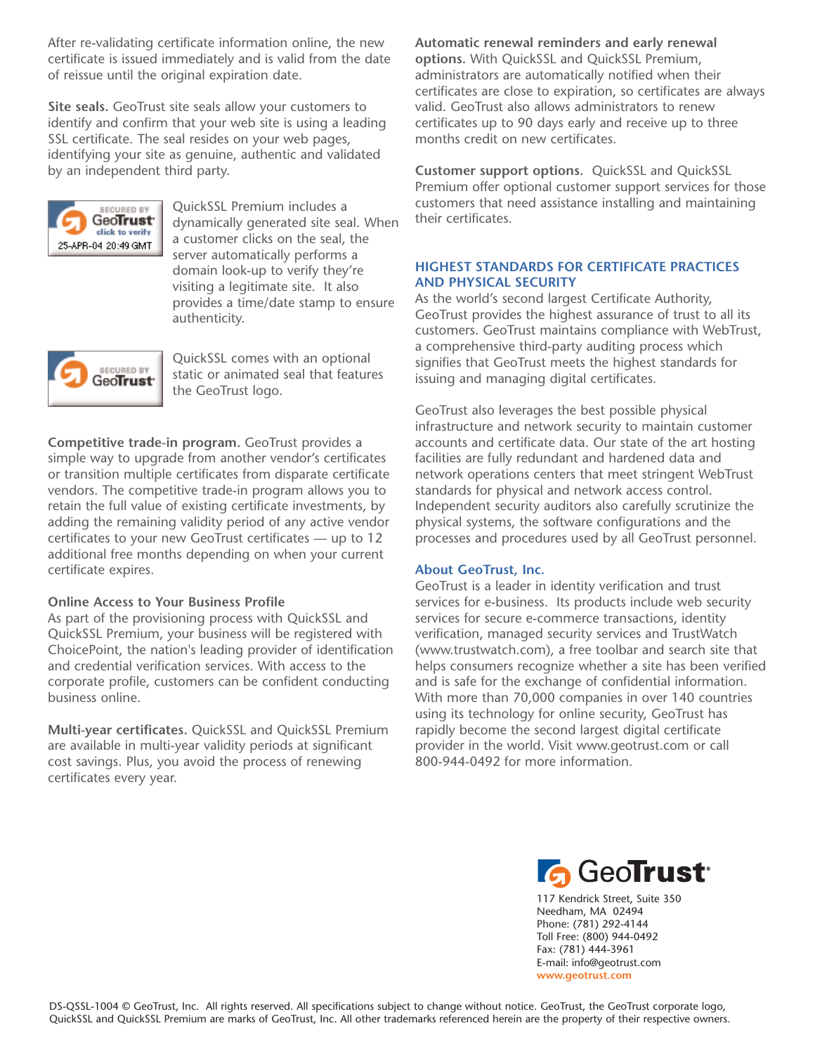After re-validating certificate information online, the new certificate is issued immediately and is valid from the date of reissue until the original expiration date.

**Site seals.** GeoTrust site seals allow your customers to identify and confirm that your web site is using a leading SSL certificate. The seal resides on your web pages, identifying your site as genuine, authentic and validated by an independent third party.

QuickSSL Premium includes a dynamically generated site seal. When a customer clicks on the seal, the server automatically performs a domain look-up to verify they're visiting a legitimate site. It also provides a time/date stamp to ensure authenticity.

QuickSSL comes with an optional static or animated seal that features the GeoTrust logo.

**Competitive trade-in program.** GeoTrust provides a simple way to upgrade from another vendor's certificates or transition multiple certificates from disparate certificate vendors. The competitive trade-in program allows you to retain the full value of existing certificate investments, by adding the remaining validity period of any active vendor certificates to your new GeoTrust certificates — up to 12 additional free months depending on when your current certificate expires.

**Online Access to Your Business Profile**

As part of the provisioning process with QuickSSL and QuickSSL Premium, your business will be registered with ChoicePoint, the nation's leading provider of identification and credential verification services. With access to the corporate profile, customers can be confident conducting business online.

**Multi-year certificates.** QuickSSL and QuickSSL Premium are available in multi-year validity periods at significant cost savings. Plus, you avoid the process of renewing certificates every year.

**Automatic renewal reminders and early renewal options.** With QuickSSL and QuickSSL Premium, administrators are automatically notified when their certificates are close to expiration, so certificates are always valid. GeoTrust also allows administrators to renew certificates up to 90 days early and receive up to three months credit on new certificates.

**Customer support options.** QuickSSL and QuickSSL Premium offer optional customer support services for those customers that need assistance installing and maintaining their certificates.

## HIGHEST STANDARDS FOR CERTIFICATE PRACTICES AND PHYSICAL SECURITY

As the world's second largest Certificate Authority, GeoTrust provides the highest assurance of trust to all its customers. GeoTrust maintains compliance with WebTrust, a comprehensive third-party auditing process which signifies that GeoTrust meets the highest standards for issuing and managing digital certificates.

GeoTrust also leverages the best possible physical infrastructure and network security to maintain customer accounts and certificate data. Our state of the art hosting facilities are fully redundant and hardened data and network operations centers that meet stringent WebTrust standards for physical and network access control. Independent security auditors also carefully scrutinize the physical systems, the software configurations and the processes and procedures used by all GeoTrust personnel.

### About GeoTrust, Inc.

GeoTrust is a leader in identity verification and trust services for e-business. Its products include web security services for secure e-commerce transactions, identity verification, managed security services and TrustWatch (www.trustwatch.com), a free toolbar and search site that helps consumers recognize whether a site has been verified and is safe for the exchange of confidential information. With more than 70,000 companies in over 140 countries using its technology for online security, GeoTrust has rapidly become the second largest digital certificate provider in the world. Visit www.geotrust.com or call 800-944-0492 for more information.

GeoTrust

117 Kendrick Street, Suite 350
Needham, MA 02494
Phone: (781) 292-4144
Toll Free: (800) 944-0492
Fax: (781) 444-3961
E-mail: info@geotrust.com
www.geotrust.com

DS-QSSL-1004 © GeoTrust, Inc. All rights reserved. All specifications subject to change without notice. GeoTrust, the GeoTrust corporate logo, QuickSSL and QuickSSL Premium are marks of GeoTrust, Inc. All other trademarks referenced herein are the property of their respective owners.